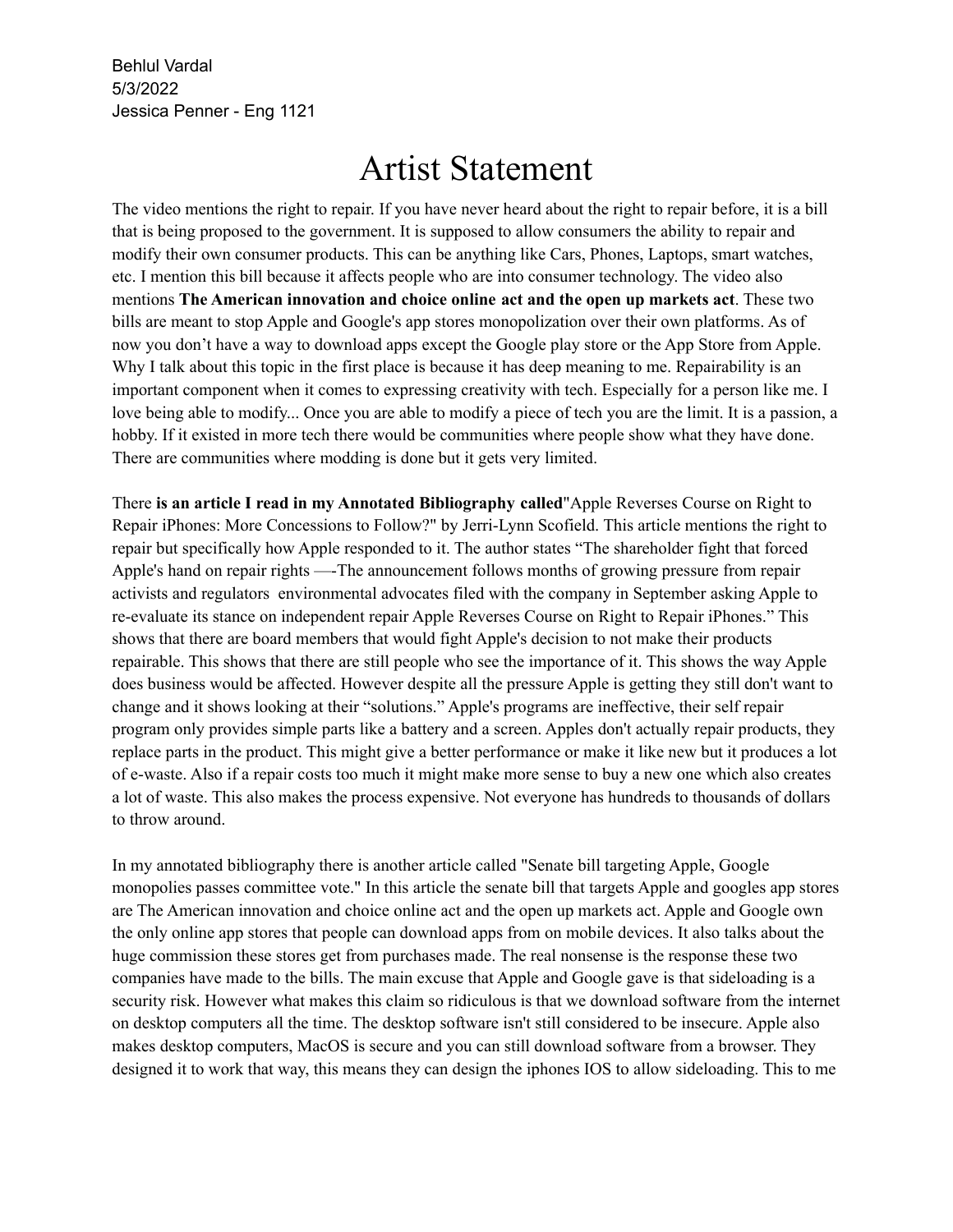Behlul Vardal
5/3/2022
Jessica Penner - Eng 1121

# Artist Statement

The video mentions the right to repair. If you have never heard about the right to repair before, it is a bill that is being proposed to the government. It is supposed to allow consumers the ability to repair and modify their own consumer products. This can be anything like Cars, Phones, Laptops, smart watches, etc. I mention this bill because it affects people who are into consumer technology. The video also mentions **The American innovation and choice online act and the open up markets act**. These two bills are meant to stop Apple and Google's app stores monopolization over their own platforms. As of now you don't have a way to download apps except the Google play store or the App Store from Apple. Why I talk about this topic in the first place is because it has deep meaning to me. Repairability is an important component when it comes to expressing creativity with tech. Especially for a person like me. I love being able to modify... Once you are able to modify a piece of tech you are the limit. It is a passion, a hobby. If it existed in more tech there would be communities where people show what they have done. There are communities where modding is done but it gets very limited.

There **is an article I read in my Annotated Bibliography called**"Apple Reverses Course on Right to Repair iPhones: More Concessions to Follow?" by Jerri-Lynn Scofield. This article mentions the right to repair but specifically how Apple responded to it. The author states "The shareholder fight that forced Apple's hand on repair rights —-The announcement follows months of growing pressure from repair activists and regulators environmental advocates filed with the company in September asking Apple to re-evaluate its stance on independent repair Apple Reverses Course on Right to Repair iPhones." This shows that there are board members that would fight Apple's decision to not make their products repairable. This shows that there are still people who see the importance of it. This shows the way Apple does business would be affected. However despite all the pressure Apple is getting they still don't want to change and it shows looking at their "solutions." Apple's programs are ineffective, their self repair program only provides simple parts like a battery and a screen. Apples don't actually repair products, they replace parts in the product. This might give a better performance or make it like new but it produces a lot of e-waste. Also if a repair costs too much it might make more sense to buy a new one which also creates a lot of waste. This also makes the process expensive. Not everyone has hundreds to thousands of dollars to throw around.

In my annotated bibliography there is another article called "Senate bill targeting Apple, Google monopolies passes committee vote." In this article the senate bill that targets Apple and googles app stores are The American innovation and choice online act and the open up markets act. Apple and Google own the only online app stores that people can download apps from on mobile devices. It also talks about the huge commission these stores get from purchases made. The real nonsense is the response these two companies have made to the bills. The main excuse that Apple and Google gave is that sideloading is a security risk. However what makes this claim so ridiculous is that we download software from the internet on desktop computers all the time. The desktop software isn't still considered to be insecure. Apple also makes desktop computers, MacOS is secure and you can still download software from a browser. They designed it to work that way, this means they can design the iphones IOS to allow sideloading. This to me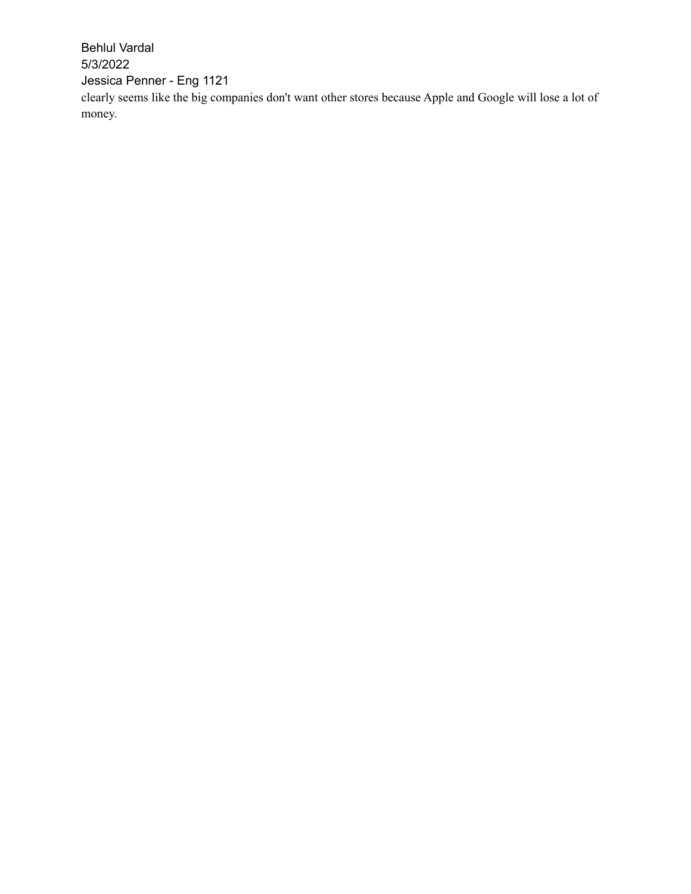clearly seems like the big companies don't want other stores because Apple and Google will lose a lot of money.